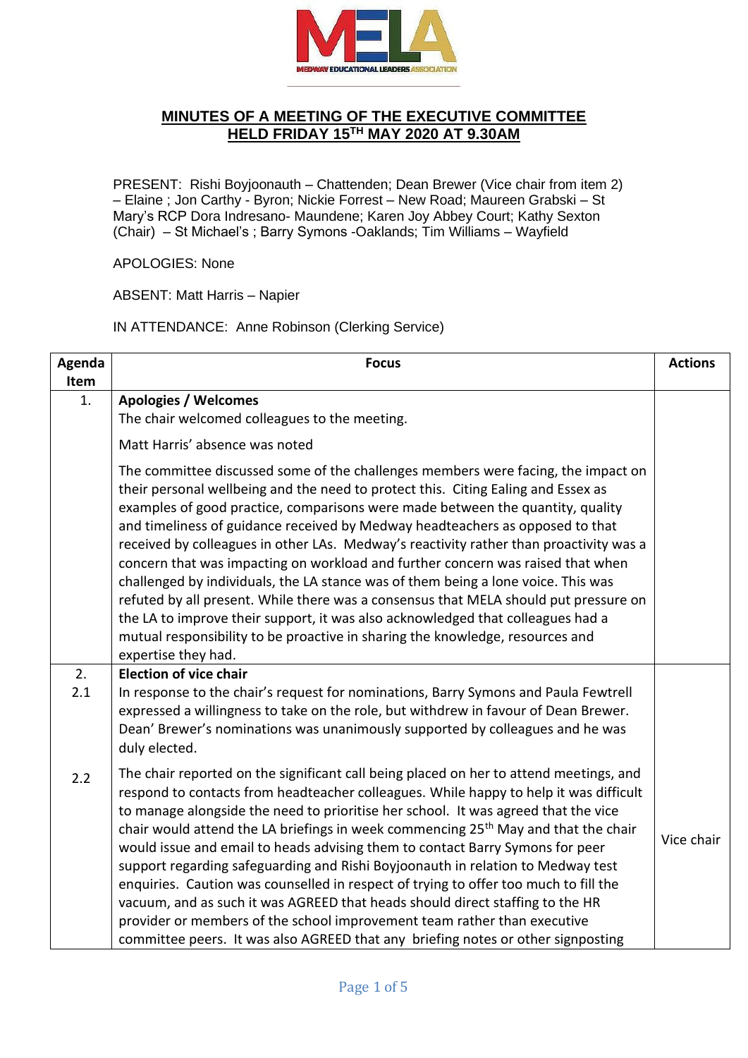# MINUTES OF A MEETING OF THE EXECUTIVE COMMITTEE HELD FRIDAY 15TH MAY 2020 AT 9.30AM

PRESENT: Rishi Boyjoonauth – Chattenden; Dean Brewer (Vice chair from item 2) – Elaine ; Jon Carthy - Byron; Nickie Forrest – New Road; Maureen Grabski – St Mary's RCP Dora Indresano- Maundene; Karen Joy Abbey Court; Kathy Sexton (Chair) – St Michael's ; Barry Symons -Oaklands; Tim Williams – Wayfield

APOLOGIES: None

ABSENT: Matt Harris – Napier

IN ATTENDANCE: Anne Robinson (Clerking Service)

| Agenda Item | Focus | Actions |
|---|---|---|
| 1. | **Apologies / Welcomes**<br>The chair welcomed colleagues to the meeting.<br>Matt Harris' absence was noted<br>The committee discussed some of the challenges members were facing, the impact on their personal wellbeing and the need to protect this. Citing Ealing and Essex as examples of good practice, comparisons were made between the quantity, quality and timeliness of guidance received by Medway headteachers as opposed to that received by colleagues in other LAs. Medway's reactivity rather than proactivity was a concern that was impacting on workload and further concern was raised that when challenged by individuals, the LA stance was of them being a lone voice. This was refuted by all present. While there was a consensus that MELA should put pressure on the LA to improve their support, it was also acknowledged that colleagues had a mutual responsibility to be proactive in sharing the knowledge, resources and expertise they had. | |
| 2.<br>2.1 | **Election of vice chair**<br>In response to the chair's request for nominations, Barry Symons and Paula Fewtrell expressed a willingness to take on the role, but withdrew in favour of Dean Brewer. Dean' Brewer's nominations was unanimously supported by colleagues and he was duly elected. | |
| 2.2 | The chair reported on the significant call being placed on her to attend meetings, and respond to contacts from headteacher colleagues. While happy to help it was difficult to manage alongside the need to prioritise her school. It was agreed that the vice chair would attend the LA briefings in week commencing 25th May and that the chair would issue and email to heads advising them to contact Barry Symons for peer support regarding safeguarding and Rishi Boyjoonauth in relation to Medway test enquiries. Caution was counselled in respect of trying to offer too much to fill the vacuum, and as such it was AGREED that heads should direct staffing to the HR provider or members of the school improvement team rather than executive committee peers. It was also AGREED that any briefing notes or other signposting | Vice chair |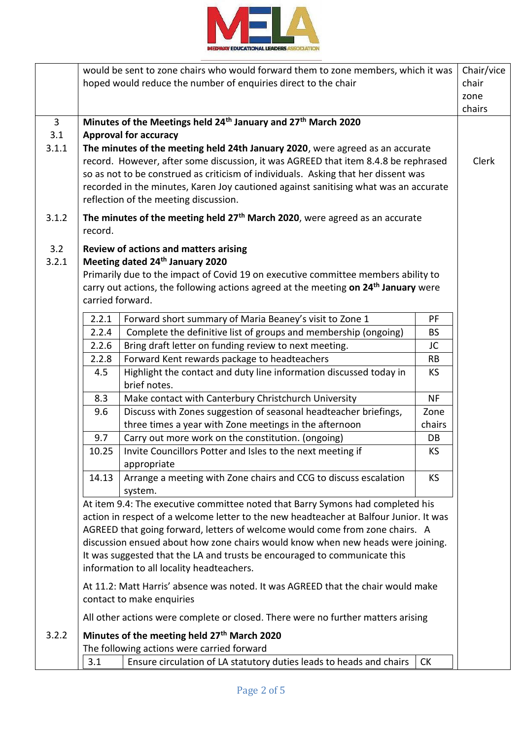| | | |
|---|---|---|
| | would be sent to zone chairs who would forward them to zone members, which it was hoped would reduce the number of enquiries direct to the chair | Chair/vice chair zone chairs |
| 3<br>3.1<br>3.1.1 | **Minutes of the Meetings held 24th January and 27th March 2020**<br>**Approval for accuracy**<br>**The minutes of the meeting held 24th January 2020**, were agreed as an accurate record. However, after some discussion, it was AGREED that item 8.4.8 be rephrased so as not to be construed as criticism of individuals. Asking that her dissent was recorded in the minutes, Karen Joy cautioned against sanitising what was an accurate reflection of the meeting discussion. | Clerk |
| 3.1.2 | **The minutes of the meeting held 27th March 2020**, were agreed as an accurate record. | |
| 3.2<br>3.2.1 | **Review of actions and matters arising**<br>**Meeting dated 24th January 2020**<br>Primarily due to the impact of Covid 19 on executive committee members ability to carry out actions, the following actions agreed at the meeting **on 24th January** were carried forward. | |

| | | |
|---|---|---|
| 2.2.1 | Forward short summary of Maria Beaney's visit to Zone 1 | PF |
| 2.2.4 | Complete the definitive list of groups and membership (ongoing) | BS |
| 2.2.6 | Bring draft letter on funding review to next meeting. | JC |
| 2.2.8 | Forward Kent rewards package to headteachers | RB |
| 4.5 | Highlight the contact and duty line information discussed today in brief notes. | KS |
| 8.3 | Make contact with Canterbury Christchurch University | NF |
| 9.6 | Discuss with Zones suggestion of seasonal headteacher briefings, three times a year with Zone meetings in the afternoon | Zone chairs |
| 9.7 | Carry out more work on the constitution. (ongoing) | DB |
| 10.25 | Invite Councillors Potter and Isles to the next meeting if appropriate | KS |
| 14.13 | Arrange a meeting with Zone chairs and CCG to discuss escalation system. | KS |

At item 9.4: The executive committee noted that Barry Symons had completed his action in respect of a welcome letter to the new headteacher at Balfour Junior. It was AGREED that going forward, letters of welcome would come from zone chairs. A discussion ensued about how zone chairs would know when new heads were joining. It was suggested that the LA and trusts be encouraged to communicate this information to all locality headteachers.

At 11.2: Matt Harris' absence was noted. It was AGREED that the chair would make contact to make enquiries

All other actions were complete or closed. There were no further matters arising

**3.2.2 Minutes of the meeting held 27th March 2020**

The following actions were carried forward

| | | |
|---|---|---|
| 3.1 | Ensure circulation of LA statutory duties leads to heads and chairs | CK |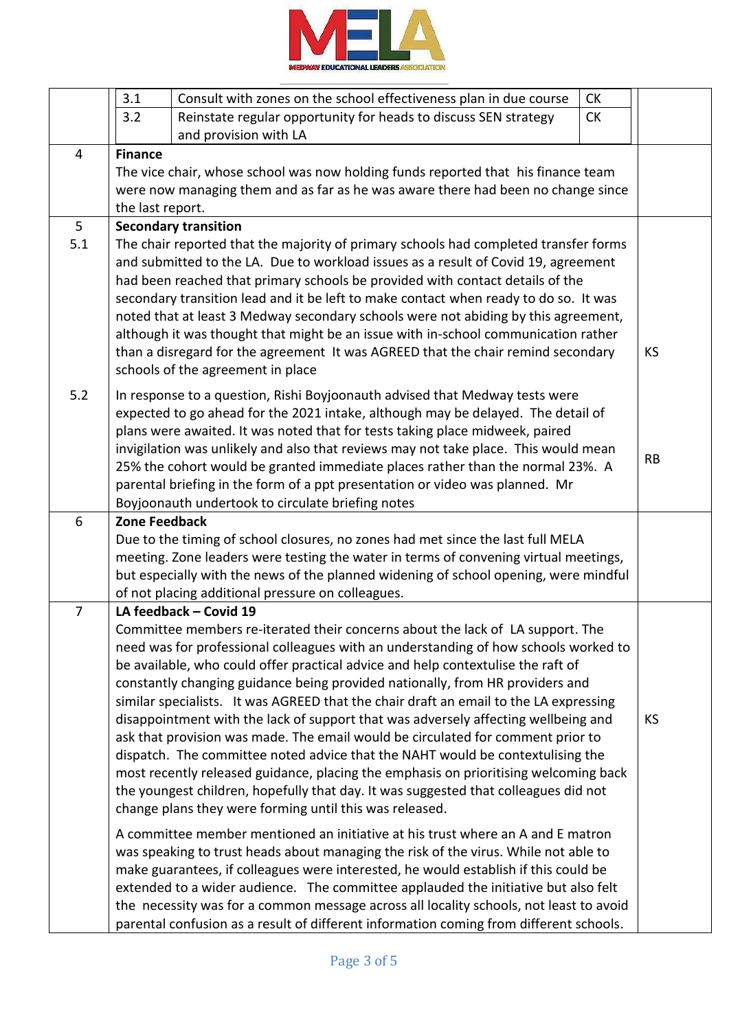| | | | | |
|---|---|---|---|---|
| | 3.1 | Consult with zones on the school effectiveness plan in due course | CK | |
| | 3.2 | Reinstate regular opportunity for heads to discuss SEN strategy and provision with LA | CK | |
| 4 | **Finance**<br>The vice chair, whose school was now holding funds reported that his finance team were now managing them and as far as he was aware there had been no change since the last report. | | | |
| 5<br>5.1 | **Secondary transition**<br>The chair reported that the majority of primary schools had completed transfer forms and submitted to the LA. Due to workload issues as a result of Covid 19, agreement had been reached that primary schools be provided with contact details of the secondary transition lead and it be left to make contact when ready to do so. It was noted that at least 3 Medway secondary schools were not abiding by this agreement, although it was thought that might be an issue with in-school communication rather than a disregard for the agreement It was AGREED that the chair remind secondary schools of the agreement in place | | | KS |
| 5.2 | In response to a question, Rishi Boyjoonauth advised that Medway tests were expected to go ahead for the 2021 intake, although may be delayed. The detail of plans were awaited. It was noted that for tests taking place midweek, paired invigilation was unlikely and also that reviews may not take place. This would mean 25% the cohort would be granted immediate places rather than the normal 23%. A parental briefing in the form of a ppt presentation or video was planned. Mr Boyjoonauth undertook to circulate briefing notes | | | RB |
| 6 | **Zone Feedback**<br>Due to the timing of school closures, no zones had met since the last full MELA meeting. Zone leaders were testing the water in terms of convening virtual meetings, but especially with the news of the planned widening of school opening, were mindful of not placing additional pressure on colleagues. | | | |
| 7 | **LA feedback – Covid 19**<br>Committee members re-iterated their concerns about the lack of LA support. The need was for professional colleagues with an understanding of how schools worked to be available, who could offer practical advice and help contextulise the raft of constantly changing guidance being provided nationally, from HR providers and similar specialists. It was AGREED that the chair draft an email to the LA expressing disappointment with the lack of support that was adversely affecting wellbeing and ask that provision was made. The email would be circulated for comment prior to dispatch. The committee noted advice that the NAHT would be contextulising the most recently released guidance, placing the emphasis on prioritising welcoming back the youngest children, hopefully that day. It was suggested that colleagues did not change plans they were forming until this was released.<br><br>A committee member mentioned an initiative at his trust where an A and E matron was speaking to trust heads about managing the risk of the virus. While not able to make guarantees, if colleagues were interested, he would establish if this could be extended to a wider audience. The committee applauded the initiative but also felt the necessity was for a common message across all locality schools, not least to avoid parental confusion as a result of different information coming from different schools. | | | KS |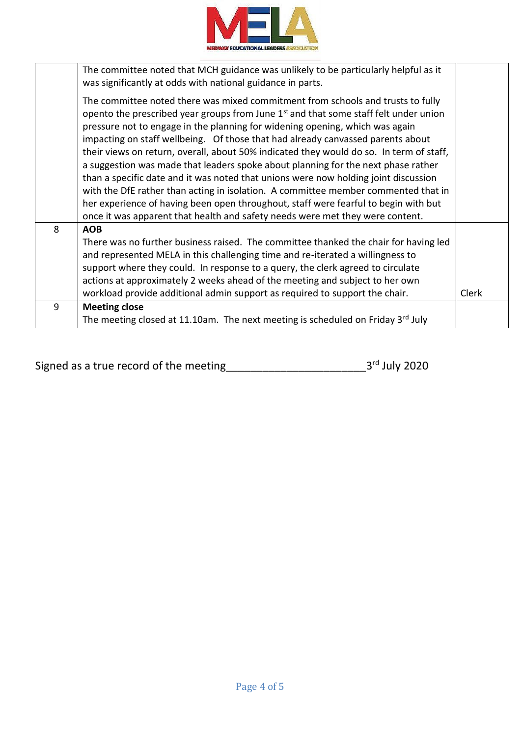| | | |
|---|---|---|
| | The committee noted that MCH guidance was unlikely to be particularly helpful as it was significantly at odds with national guidance in parts.<br><br>The committee noted there was mixed commitment from schools and trusts to fully opento the prescribed year groups from June 1st and that some staff felt under union pressure not to engage in the planning for widening opening, which was again impacting on staff wellbeing. Of those that had already canvassed parents about their views on return, overall, about 50% indicated they would do so. In term of staff, a suggestion was made that leaders spoke about planning for the next phase rather than a specific date and it was noted that unions were now holding joint discussion with the DfE rather than acting in isolation. A committee member commented that in her experience of having been open throughout, staff were fearful to begin with but once it was apparent that health and safety needs were met they were content. | |
| 8 | **AOB**<br>There was no further business raised. The committee thanked the chair for having led and represented MELA in this challenging time and re-iterated a willingness to support where they could. In response to a query, the clerk agreed to circulate actions at approximately 2 weeks ahead of the meeting and subject to her own workload provide additional admin support as required to support the chair. | Clerk |
| 9 | **Meeting close**<br>The meeting closed at 11.10am. The next meeting is scheduled on Friday 3rd July | |

Signed as a true record of the meeting______________________ 3rd July 2020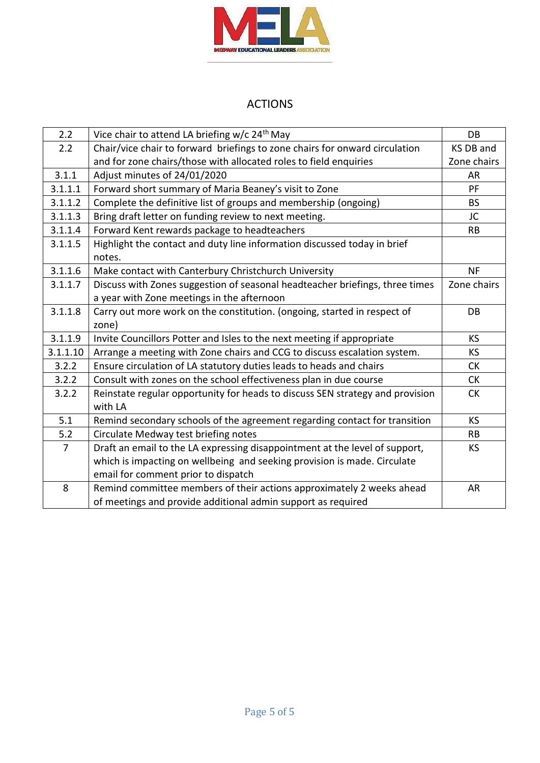## ACTIONS

| | | |
|---|---|---|
| 2.2 | Vice chair to attend LA briefing w/c 24th May | DB |
| 2.2 | Chair/vice chair to forward briefings to zone chairs for onward circulation and for zone chairs/those with allocated roles to field enquiries | KS DB and Zone chairs |
| 3.1.1 | Adjust minutes of 24/01/2020 | AR |
| 3.1.1.1 | Forward short summary of Maria Beaney's visit to Zone | PF |
| 3.1.1.2 | Complete the definitive list of groups and membership (ongoing) | BS |
| 3.1.1.3 | Bring draft letter on funding review to next meeting. | JC |
| 3.1.1.4 | Forward Kent rewards package to headteachers | RB |
| 3.1.1.5 | Highlight the contact and duty line information discussed today in brief notes. | |
| 3.1.1.6 | Make contact with Canterbury Christchurch University | NF |
| 3.1.1.7 | Discuss with Zones suggestion of seasonal headteacher briefings, three times a year with Zone meetings in the afternoon | Zone chairs |
| 3.1.1.8 | Carry out more work on the constitution. (ongoing, started in respect of zone) | DB |
| 3.1.1.9 | Invite Councillors Potter and Isles to the next meeting if appropriate | KS |
| 3.1.1.10 | Arrange a meeting with Zone chairs and CCG to discuss escalation system. | KS |
| 3.2.2 | Ensure circulation of LA statutory duties leads to heads and chairs | CK |
| 3.2.2 | Consult with zones on the school effectiveness plan in due course | CK |
| 3.2.2 | Reinstate regular opportunity for heads to discuss SEN strategy and provision with LA | CK |
| 5.1 | Remind secondary schools of the agreement regarding contact for transition | KS |
| 5.2 | Circulate Medway test briefing notes | RB |
| 7 | Draft an email to the LA expressing disappointment at the level of support, which is impacting on wellbeing and seeking provision is made. Circulate email for comment prior to dispatch | KS |
| 8 | Remind committee members of their actions approximately 2 weeks ahead of meetings and provide additional admin support as required | AR |